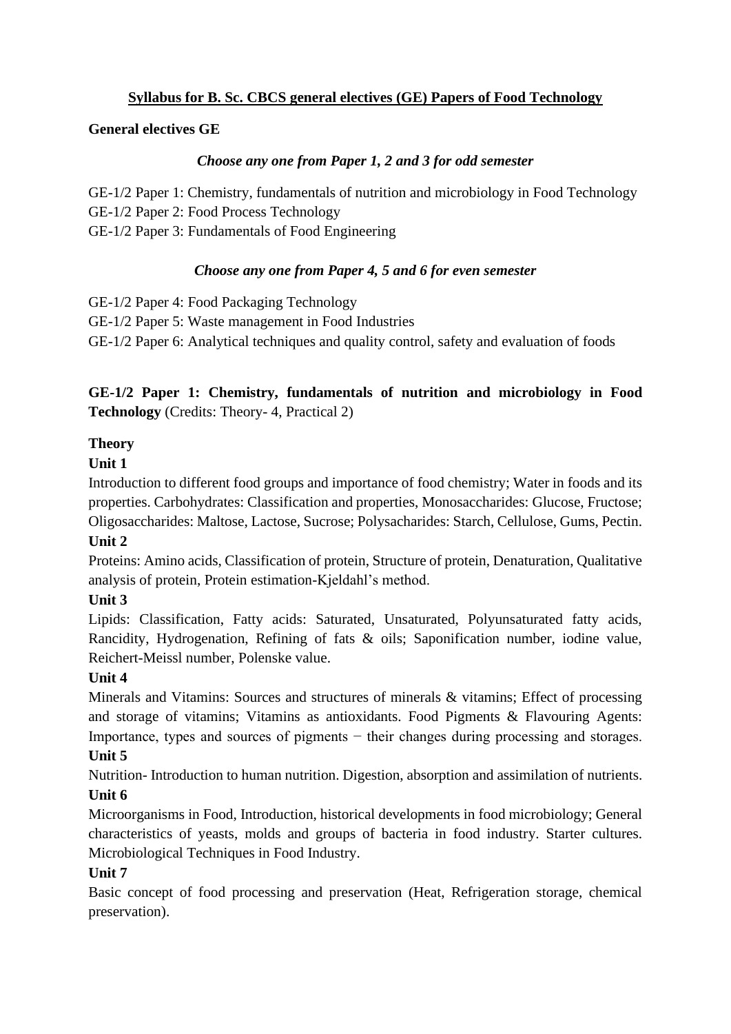# Syllabus for B. Sc. CBCS general electives (GE) Papers of Food Technology

**General electives GE**

*Choose any one from Paper 1, 2 and 3 for odd semester*

GE-1/2 Paper 1: Chemistry, fundamentals of nutrition and microbiology in Food Technology
GE-1/2 Paper 2: Food Process Technology
GE-1/2 Paper 3: Fundamentals of Food Engineering

*Choose any one from Paper 4, 5 and 6 for even semester*

GE-1/2 Paper 4: Food Packaging Technology
GE-1/2 Paper 5: Waste management in Food Industries
GE-1/2 Paper 6: Analytical techniques and quality control, safety and evaluation of foods

**GE-1/2 Paper 1: Chemistry, fundamentals of nutrition and microbiology in Food Technology** (Credits: Theory- 4, Practical 2)

**Theory**

**Unit 1**

Introduction to different food groups and importance of food chemistry; Water in foods and its properties. Carbohydrates: Classification and properties, Monosaccharides: Glucose, Fructose; Oligosaccharides: Maltose, Lactose, Sucrose; Polysacharides: Starch, Cellulose, Gums, Pectin.

**Unit 2**

Proteins: Amino acids, Classification of protein, Structure of protein, Denaturation, Qualitative analysis of protein, Protein estimation-Kjeldahl's method.

**Unit 3**

Lipids: Classification, Fatty acids: Saturated, Unsaturated, Polyunsaturated fatty acids, Rancidity, Hydrogenation, Refining of fats & oils; Saponification number, iodine value, Reichert-Meissl number, Polenske value.

**Unit 4**

Minerals and Vitamins: Sources and structures of minerals & vitamins; Effect of processing and storage of vitamins; Vitamins as antioxidants. Food Pigments & Flavouring Agents: Importance, types and sources of pigments − their changes during processing and storages.

**Unit 5**

Nutrition- Introduction to human nutrition. Digestion, absorption and assimilation of nutrients.

**Unit 6**

Microorganisms in Food, Introduction, historical developments in food microbiology; General characteristics of yeasts, molds and groups of bacteria in food industry. Starter cultures. Microbiological Techniques in Food Industry.

**Unit 7**

Basic concept of food processing and preservation (Heat, Refrigeration storage, chemical preservation).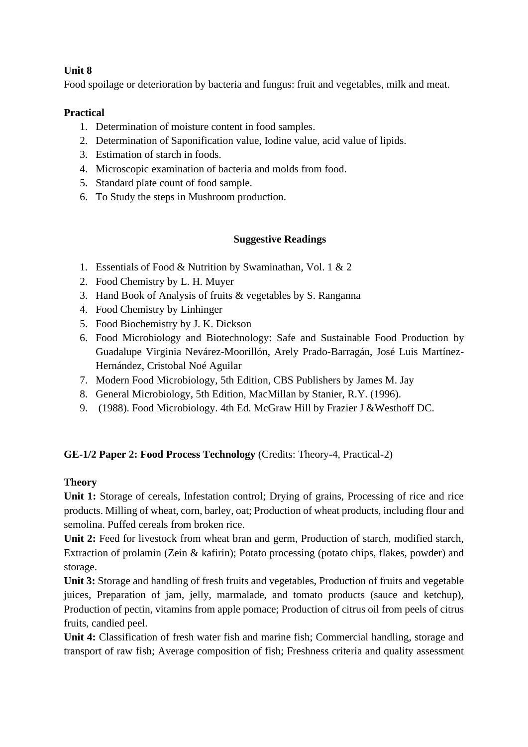**Unit 8**

Food spoilage or deterioration by bacteria and fungus: fruit and vegetables, milk and meat.

**Practical**

1. Determination of moisture content in food samples.
2. Determination of Saponification value, Iodine value, acid value of lipids.
3. Estimation of starch in foods.
4. Microscopic examination of bacteria and molds from food.
5. Standard plate count of food sample.
6. To Study the steps in Mushroom production.

**Suggestive Readings**

1. Essentials of Food & Nutrition by Swaminathan, Vol. 1 & 2
2. Food Chemistry by L. H. Muyer
3. Hand Book of Analysis of fruits & vegetables by S. Ranganna
4. Food Chemistry by Linhinger
5. Food Biochemistry by J. K. Dickson
6. Food Microbiology and Biotechnology: Safe and Sustainable Food Production by Guadalupe Virginia Nevárez-Moorillón, Arely Prado-Barragán, José Luis Martínez-Hernández, Cristobal Noé Aguilar
7. Modern Food Microbiology, 5th Edition, CBS Publishers by James M. Jay
8. General Microbiology, 5th Edition, MacMillan by Stanier, R.Y. (1996).
9. (1988). Food Microbiology. 4th Ed. McGraw Hill by Frazier J &Westhoff DC.

**GE-1/2 Paper 2: Food Process Technology** (Credits: Theory-4, Practical-2)

**Theory**

**Unit 1:** Storage of cereals, Infestation control; Drying of grains, Processing of rice and rice products. Milling of wheat, corn, barley, oat; Production of wheat products, including flour and semolina. Puffed cereals from broken rice.

**Unit 2:** Feed for livestock from wheat bran and germ, Production of starch, modified starch, Extraction of prolamin (Zein & kafirin); Potato processing (potato chips, flakes, powder) and storage.

**Unit 3:** Storage and handling of fresh fruits and vegetables, Production of fruits and vegetable juices, Preparation of jam, jelly, marmalade, and tomato products (sauce and ketchup), Production of pectin, vitamins from apple pomace; Production of citrus oil from peels of citrus fruits, candied peel.

**Unit 4:** Classification of fresh water fish and marine fish; Commercial handling, storage and transport of raw fish; Average composition of fish; Freshness criteria and quality assessment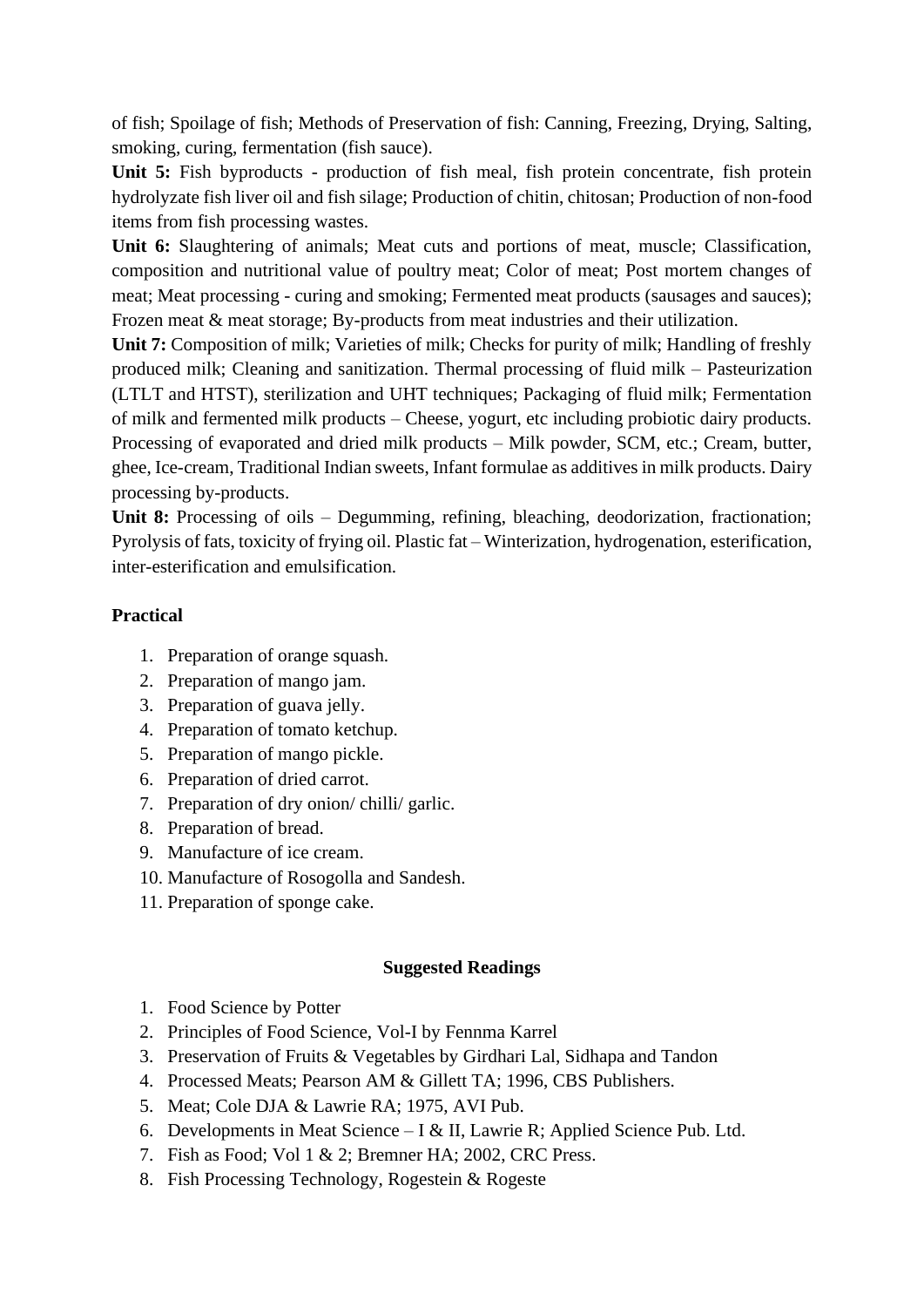of fish; Spoilage of fish; Methods of Preservation of fish: Canning, Freezing, Drying, Salting, smoking, curing, fermentation (fish sauce).

**Unit 5:** Fish byproducts - production of fish meal, fish protein concentrate, fish protein hydrolyzate fish liver oil and fish silage; Production of chitin, chitosan; Production of non-food items from fish processing wastes.

**Unit 6:** Slaughtering of animals; Meat cuts and portions of meat, muscle; Classification, composition and nutritional value of poultry meat; Color of meat; Post mortem changes of meat; Meat processing - curing and smoking; Fermented meat products (sausages and sauces); Frozen meat & meat storage; By-products from meat industries and their utilization.

**Unit 7:** Composition of milk; Varieties of milk; Checks for purity of milk; Handling of freshly produced milk; Cleaning and sanitization. Thermal processing of fluid milk – Pasteurization (LTLT and HTST), sterilization and UHT techniques; Packaging of fluid milk; Fermentation of milk and fermented milk products – Cheese, yogurt, etc including probiotic dairy products. Processing of evaporated and dried milk products – Milk powder, SCM, etc.; Cream, butter, ghee, Ice-cream, Traditional Indian sweets, Infant formulae as additives in milk products. Dairy processing by-products.

**Unit 8:** Processing of oils – Degumming, refining, bleaching, deodorization, fractionation; Pyrolysis of fats, toxicity of frying oil. Plastic fat – Winterization, hydrogenation, esterification, inter-esterification and emulsification.

**Practical**

1. Preparation of orange squash.
2. Preparation of mango jam.
3. Preparation of guava jelly.
4. Preparation of tomato ketchup.
5. Preparation of mango pickle.
6. Preparation of dried carrot.
7. Preparation of dry onion/ chilli/ garlic.
8. Preparation of bread.
9. Manufacture of ice cream.
10. Manufacture of Rosogolla and Sandesh.
11. Preparation of sponge cake.

**Suggested Readings**

1. Food Science by Potter
2. Principles of Food Science, Vol-I by Fennma Karrel
3. Preservation of Fruits & Vegetables by Girdhari Lal, Sidhapa and Tandon
4. Processed Meats; Pearson AM & Gillett TA; 1996, CBS Publishers.
5. Meat; Cole DJA & Lawrie RA; 1975, AVI Pub.
6. Developments in Meat Science – I & II, Lawrie R; Applied Science Pub. Ltd.
7. Fish as Food; Vol 1 & 2; Bremner HA; 2002, CRC Press.
8. Fish Processing Technology, Rogestein & Rogeste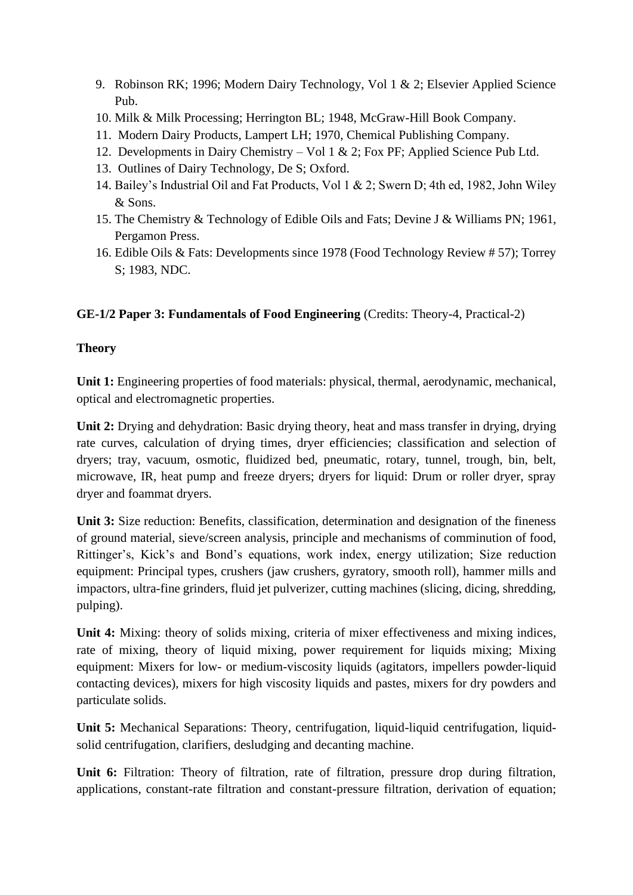9. Robinson RK; 1996; Modern Dairy Technology, Vol 1 & 2; Elsevier Applied Science Pub.
10. Milk & Milk Processing; Herrington BL; 1948, McGraw-Hill Book Company.
11. Modern Dairy Products, Lampert LH; 1970, Chemical Publishing Company.
12. Developments in Dairy Chemistry – Vol 1 & 2; Fox PF; Applied Science Pub Ltd.
13. Outlines of Dairy Technology, De S; Oxford.
14. Bailey's Industrial Oil and Fat Products, Vol 1 & 2; Swern D; 4th ed, 1982, John Wiley & Sons.
15. The Chemistry & Technology of Edible Oils and Fats; Devine J & Williams PN; 1961, Pergamon Press.
16. Edible Oils & Fats: Developments since 1978 (Food Technology Review # 57); Torrey S; 1983, NDC.

**GE-1/2 Paper 3: Fundamentals of Food Engineering** (Credits: Theory-4, Practical-2)

**Theory**

**Unit 1:** Engineering properties of food materials: physical, thermal, aerodynamic, mechanical, optical and electromagnetic properties.

**Unit 2:** Drying and dehydration: Basic drying theory, heat and mass transfer in drying, drying rate curves, calculation of drying times, dryer efficiencies; classification and selection of dryers; tray, vacuum, osmotic, fluidized bed, pneumatic, rotary, tunnel, trough, bin, belt, microwave, IR, heat pump and freeze dryers; dryers for liquid: Drum or roller dryer, spray dryer and foammat dryers.

**Unit 3:** Size reduction: Benefits, classification, determination and designation of the fineness of ground material, sieve/screen analysis, principle and mechanisms of comminution of food, Rittinger's, Kick's and Bond's equations, work index, energy utilization; Size reduction equipment: Principal types, crushers (jaw crushers, gyratory, smooth roll), hammer mills and impactors, ultra-fine grinders, fluid jet pulverizer, cutting machines (slicing, dicing, shredding, pulping).

**Unit 4:** Mixing: theory of solids mixing, criteria of mixer effectiveness and mixing indices, rate of mixing, theory of liquid mixing, power requirement for liquids mixing; Mixing equipment: Mixers for low- or medium-viscosity liquids (agitators, impellers powder-liquid contacting devices), mixers for high viscosity liquids and pastes, mixers for dry powders and particulate solids.

**Unit 5:** Mechanical Separations: Theory, centrifugation, liquid-liquid centrifugation, liquid-solid centrifugation, clarifiers, desludging and decanting machine.

**Unit 6:** Filtration: Theory of filtration, rate of filtration, pressure drop during filtration, applications, constant-rate filtration and constant-pressure filtration, derivation of equation;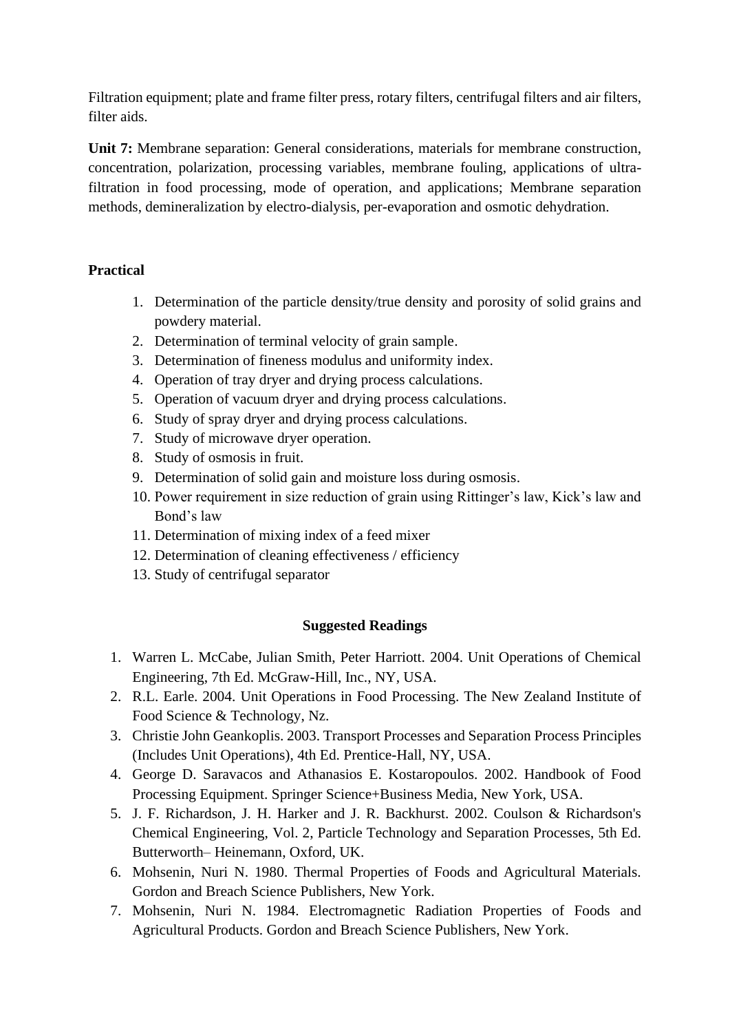Filtration equipment; plate and frame filter press, rotary filters, centrifugal filters and air filters, filter aids.

**Unit 7:** Membrane separation: General considerations, materials for membrane construction, concentration, polarization, processing variables, membrane fouling, applications of ultra-filtration in food processing, mode of operation, and applications; Membrane separation methods, demineralization by electro-dialysis, per-evaporation and osmotic dehydration.

**Practical**

1. Determination of the particle density/true density and porosity of solid grains and powdery material.
2. Determination of terminal velocity of grain sample.
3. Determination of fineness modulus and uniformity index.
4. Operation of tray dryer and drying process calculations.
5. Operation of vacuum dryer and drying process calculations.
6. Study of spray dryer and drying process calculations.
7. Study of microwave dryer operation.
8. Study of osmosis in fruit.
9. Determination of solid gain and moisture loss during osmosis.
10. Power requirement in size reduction of grain using Rittinger's law, Kick's law and Bond's law
11. Determination of mixing index of a feed mixer
12. Determination of cleaning effectiveness / efficiency
13. Study of centrifugal separator

**Suggested Readings**

1. Warren L. McCabe, Julian Smith, Peter Harriott. 2004. Unit Operations of Chemical Engineering, 7th Ed. McGraw-Hill, Inc., NY, USA.
2. R.L. Earle. 2004. Unit Operations in Food Processing. The New Zealand Institute of Food Science & Technology, Nz.
3. Christie John Geankoplis. 2003. Transport Processes and Separation Process Principles (Includes Unit Operations), 4th Ed. Prentice-Hall, NY, USA.
4. George D. Saravacos and Athanasios E. Kostaropoulos. 2002. Handbook of Food Processing Equipment. Springer Science+Business Media, New York, USA.
5. J. F. Richardson, J. H. Harker and J. R. Backhurst. 2002. Coulson & Richardson's Chemical Engineering, Vol. 2, Particle Technology and Separation Processes, 5th Ed. Butterworth– Heinemann, Oxford, UK.
6. Mohsenin, Nuri N. 1980. Thermal Properties of Foods and Agricultural Materials. Gordon and Breach Science Publishers, New York.
7. Mohsenin, Nuri N. 1984. Electromagnetic Radiation Properties of Foods and Agricultural Products. Gordon and Breach Science Publishers, New York.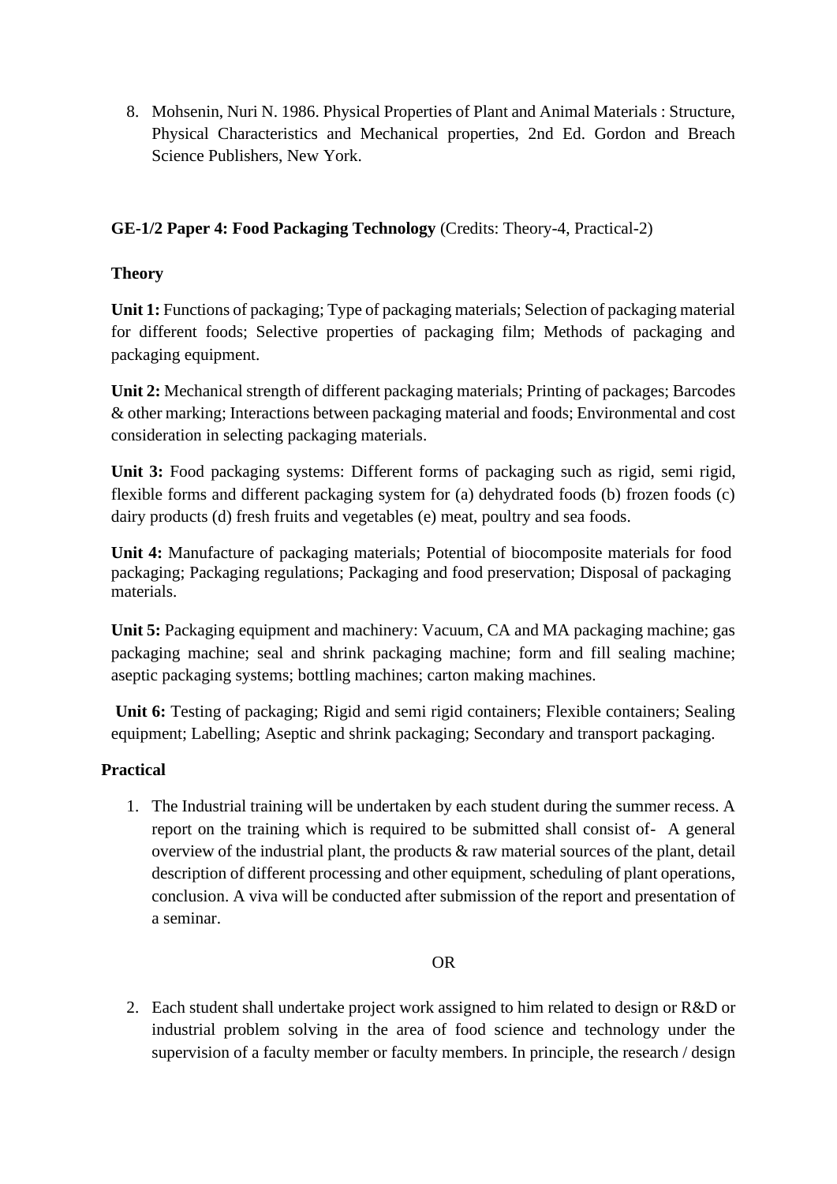8. Mohsenin, Nuri N. 1986. Physical Properties of Plant and Animal Materials : Structure, Physical Characteristics and Mechanical properties, 2nd Ed. Gordon and Breach Science Publishers, New York.

**GE-1/2 Paper 4: Food Packaging Technology** (Credits: Theory-4, Practical-2)

**Theory**

**Unit 1:** Functions of packaging; Type of packaging materials; Selection of packaging material for different foods; Selective properties of packaging film; Methods of packaging and packaging equipment.

**Unit 2:** Mechanical strength of different packaging materials; Printing of packages; Barcodes & other marking; Interactions between packaging material and foods; Environmental and cost consideration in selecting packaging materials.

**Unit 3:** Food packaging systems: Different forms of packaging such as rigid, semi rigid, flexible forms and different packaging system for (a) dehydrated foods (b) frozen foods (c) dairy products (d) fresh fruits and vegetables (e) meat, poultry and sea foods.

**Unit 4:** Manufacture of packaging materials; Potential of biocomposite materials for food packaging; Packaging regulations; Packaging and food preservation; Disposal of packaging materials.

**Unit 5:** Packaging equipment and machinery: Vacuum, CA and MA packaging machine; gas packaging machine; seal and shrink packaging machine; form and fill sealing machine; aseptic packaging systems; bottling machines; carton making machines.

**Unit 6:** Testing of packaging; Rigid and semi rigid containers; Flexible containers; Sealing equipment; Labelling; Aseptic and shrink packaging; Secondary and transport packaging.

**Practical**

1. The Industrial training will be undertaken by each student during the summer recess. A report on the training which is required to be submitted shall consist of- A general overview of the industrial plant, the products & raw material sources of the plant, detail description of different processing and other equipment, scheduling of plant operations, conclusion. A viva will be conducted after submission of the report and presentation of a seminar.

OR

2. Each student shall undertake project work assigned to him related to design or R&D or industrial problem solving in the area of food science and technology under the supervision of a faculty member or faculty members. In principle, the research / design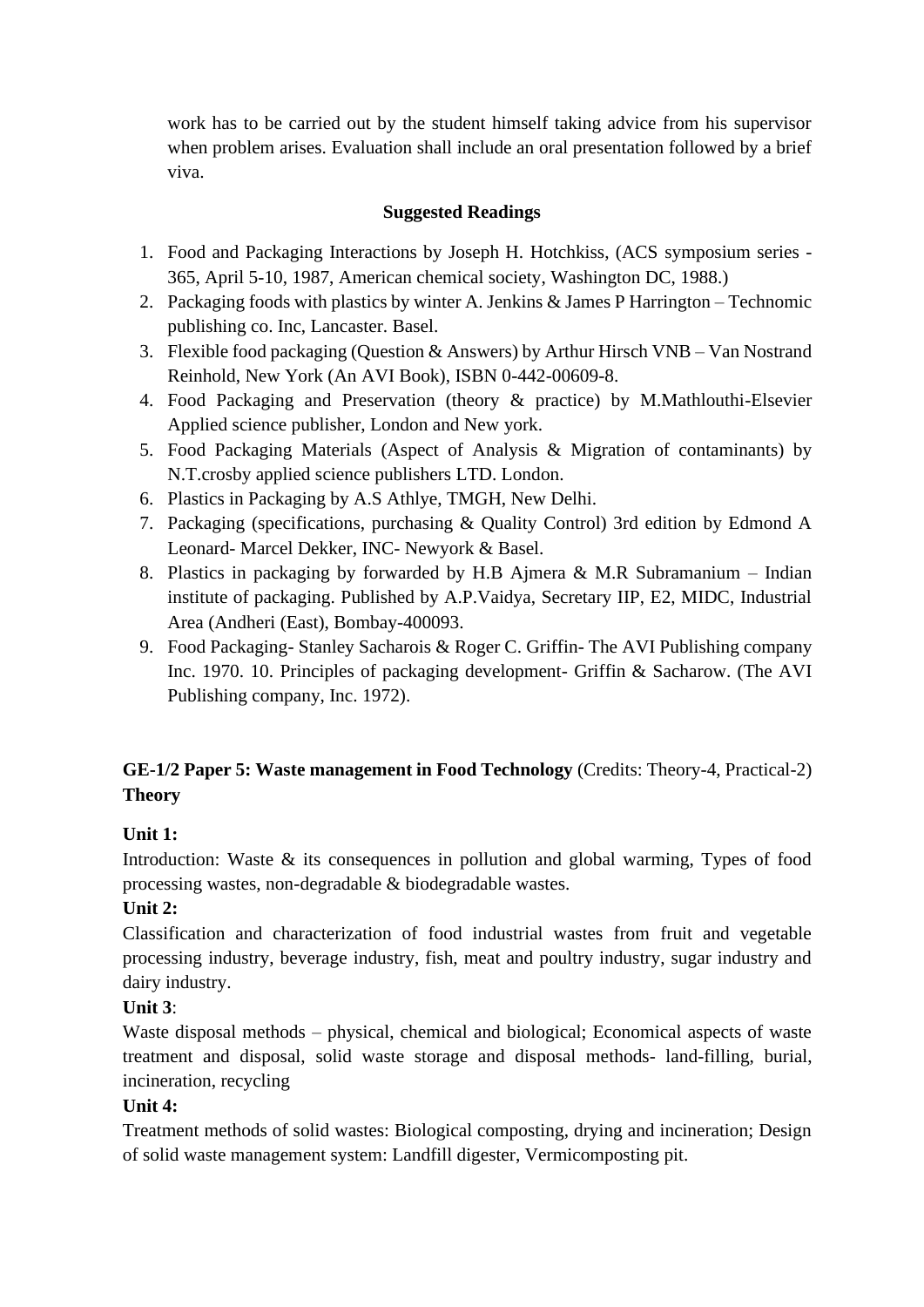work has to be carried out by the student himself taking advice from his supervisor when problem arises. Evaluation shall include an oral presentation followed by a brief viva.

**Suggested Readings**

1. Food and Packaging Interactions by Joseph H. Hotchkiss, (ACS symposium series - 365, April 5-10, 1987, American chemical society, Washington DC, 1988.)
2. Packaging foods with plastics by winter A. Jenkins & James P Harrington – Technomic publishing co. Inc, Lancaster. Basel.
3. Flexible food packaging (Question & Answers) by Arthur Hirsch VNB – Van Nostrand Reinhold, New York (An AVI Book), ISBN 0-442-00609-8.
4. Food Packaging and Preservation (theory & practice) by M.Mathlouthi-Elsevier Applied science publisher, London and New york.
5. Food Packaging Materials (Aspect of Analysis & Migration of contaminants) by N.T.crosby applied science publishers LTD. London.
6. Plastics in Packaging by A.S Athlye, TMGH, New Delhi.
7. Packaging (specifications, purchasing & Quality Control) 3rd edition by Edmond A Leonard- Marcel Dekker, INC- Newyork & Basel.
8. Plastics in packaging by forwarded by H.B Ajmera & M.R Subramanium – Indian institute of packaging. Published by A.P.Vaidya, Secretary IIP, E2, MIDC, Industrial Area (Andheri (East), Bombay-400093.
9. Food Packaging- Stanley Sacharois & Roger C. Griffin- The AVI Publishing company Inc. 1970. 10. Principles of packaging development- Griffin & Sacharow. (The AVI Publishing company, Inc. 1972).

**GE-1/2 Paper 5: Waste management in Food Technology** (Credits: Theory-4, Practical-2)
**Theory**

**Unit 1:**
Introduction: Waste & its consequences in pollution and global warming, Types of food processing wastes, non-degradable & biodegradable wastes.

**Unit 2:**
Classification and characterization of food industrial wastes from fruit and vegetable processing industry, beverage industry, fish, meat and poultry industry, sugar industry and dairy industry.

**Unit 3**:
Waste disposal methods – physical, chemical and biological; Economical aspects of waste treatment and disposal, solid waste storage and disposal methods- land-filling, burial, incineration, recycling

**Unit 4:**
Treatment methods of solid wastes: Biological composting, drying and incineration; Design of solid waste management system: Landfill digester, Vermicomposting pit.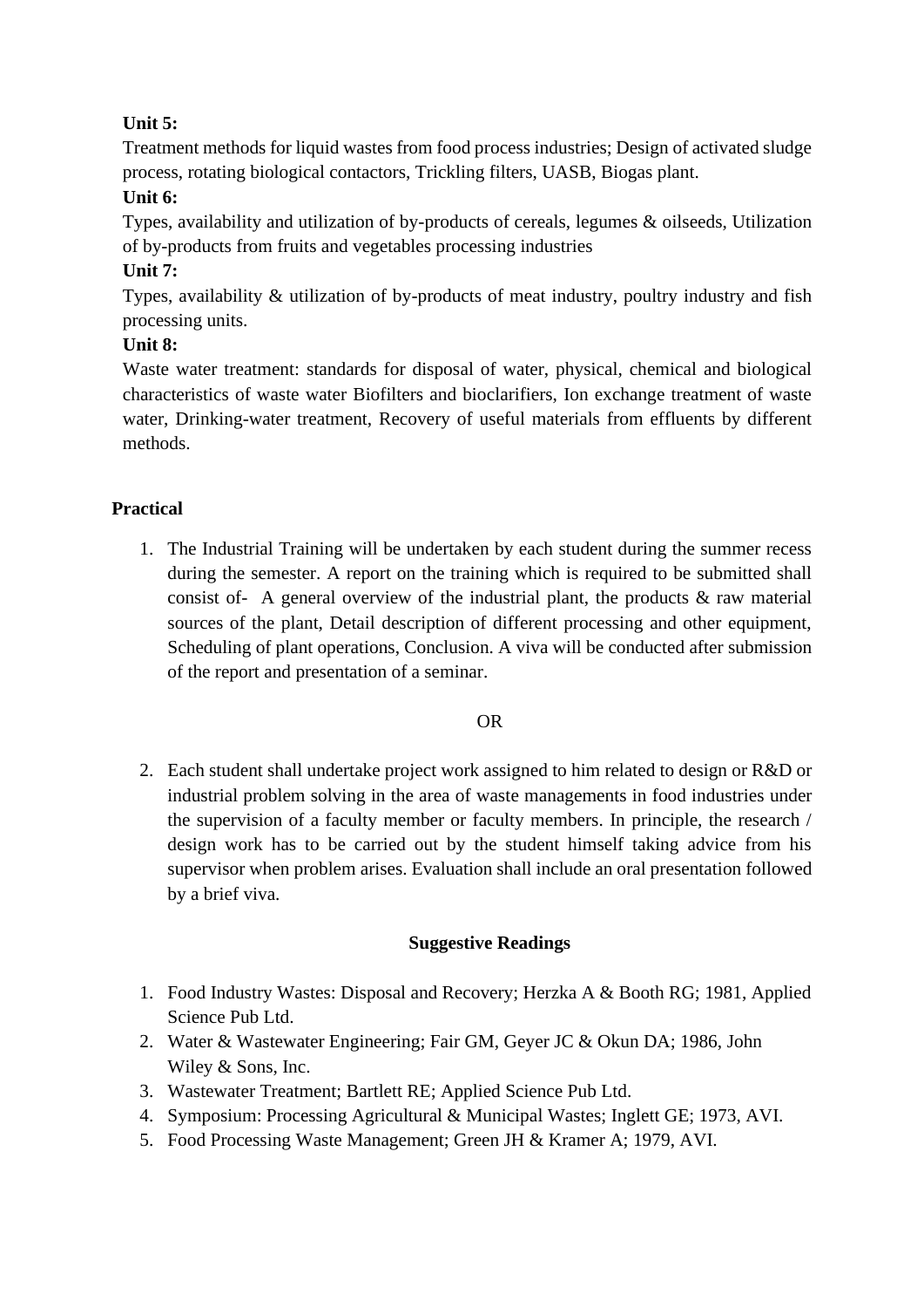**Unit 5:**
Treatment methods for liquid wastes from food process industries; Design of activated sludge process, rotating biological contactors, Trickling filters, UASB, Biogas plant.

**Unit 6:**
Types, availability and utilization of by-products of cereals, legumes & oilseeds, Utilization of by-products from fruits and vegetables processing industries

**Unit 7:**
Types, availability & utilization of by-products of meat industry, poultry industry and fish processing units.

**Unit 8:**
Waste water treatment: standards for disposal of water, physical, chemical and biological characteristics of waste water Biofilters and bioclarifiers, Ion exchange treatment of waste water, Drinking-water treatment, Recovery of useful materials from effluents by different methods.

## Practical

1. The Industrial Training will be undertaken by each student during the summer recess during the semester. A report on the training which is required to be submitted shall consist of- A general overview of the industrial plant, the products & raw material sources of the plant, Detail description of different processing and other equipment, Scheduling of plant operations, Conclusion. A viva will be conducted after submission of the report and presentation of a seminar.

OR

2. Each student shall undertake project work assigned to him related to design or R&D or industrial problem solving in the area of waste managements in food industries under the supervision of a faculty member or faculty members. In principle, the research / design work has to be carried out by the student himself taking advice from his supervisor when problem arises. Evaluation shall include an oral presentation followed by a brief viva.

## Suggestive Readings

1. Food Industry Wastes: Disposal and Recovery; Herzka A & Booth RG; 1981, Applied Science Pub Ltd.
2. Water & Wastewater Engineering; Fair GM, Geyer JC & Okun DA; 1986, John Wiley & Sons, Inc.
3. Wastewater Treatment; Bartlett RE; Applied Science Pub Ltd.
4. Symposium: Processing Agricultural & Municipal Wastes; Inglett GE; 1973, AVI.
5. Food Processing Waste Management; Green JH & Kramer A; 1979, AVI.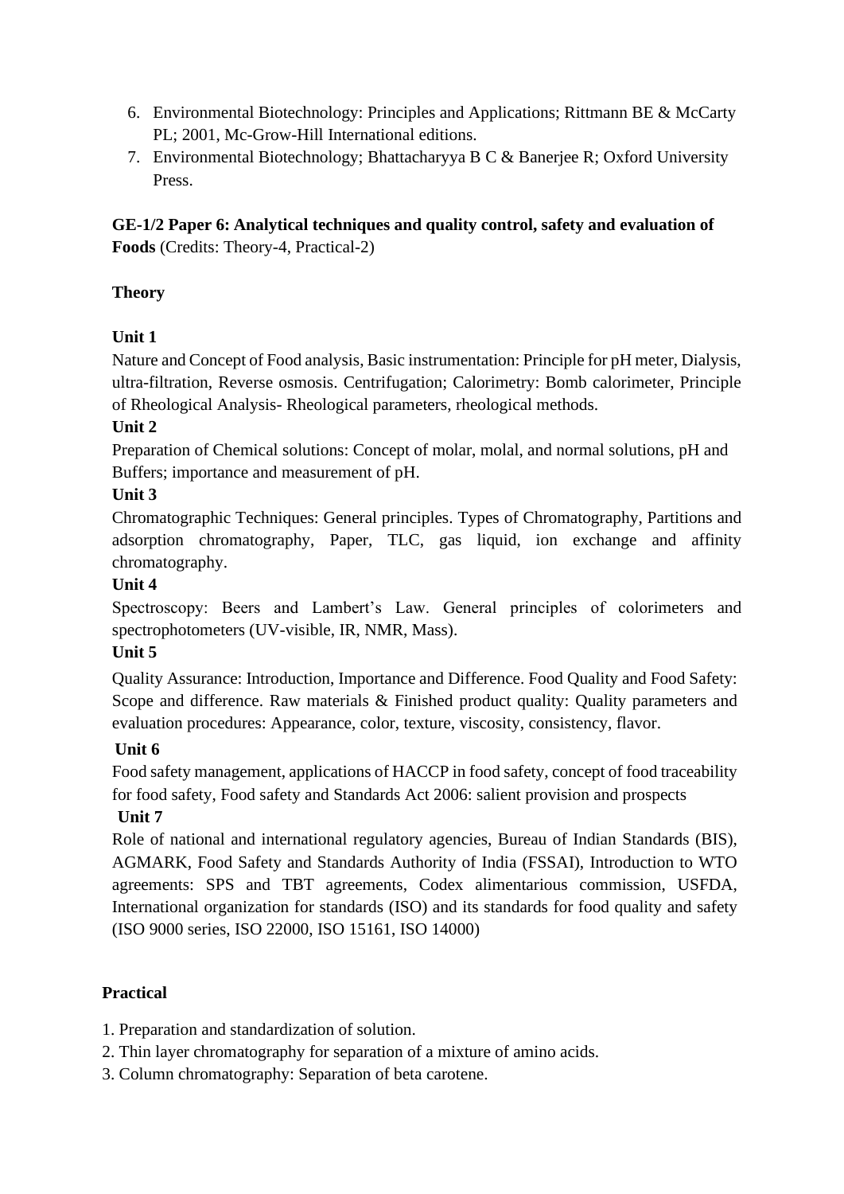6. Environmental Biotechnology: Principles and Applications; Rittmann BE & McCarty PL; 2001, Mc-Grow-Hill International editions.
7. Environmental Biotechnology; Bhattacharyya B C & Banerjee R; Oxford University Press.

**GE-1/2 Paper 6: Analytical techniques and quality control, safety and evaluation of Foods** (Credits: Theory-4, Practical-2)

**Theory**

**Unit 1**

Nature and Concept of Food analysis, Basic instrumentation: Principle for pH meter, Dialysis, ultra-filtration, Reverse osmosis. Centrifugation; Calorimetry: Bomb calorimeter, Principle of Rheological Analysis- Rheological parameters, rheological methods.

**Unit 2**

Preparation of Chemical solutions: Concept of molar, molal, and normal solutions, pH and Buffers; importance and measurement of pH.

**Unit 3**

Chromatographic Techniques: General principles. Types of Chromatography, Partitions and adsorption chromatography, Paper, TLC, gas liquid, ion exchange and affinity chromatography.

**Unit 4**

Spectroscopy: Beers and Lambert's Law. General principles of colorimeters and spectrophotometers (UV-visible, IR, NMR, Mass).

**Unit 5**

Quality Assurance: Introduction, Importance and Difference. Food Quality and Food Safety: Scope and difference. Raw materials & Finished product quality: Quality parameters and evaluation procedures: Appearance, color, texture, viscosity, consistency, flavor.

**Unit 6**

Food safety management, applications of HACCP in food safety, concept of food traceability for food safety, Food safety and Standards Act 2006: salient provision and prospects

**Unit 7**

Role of national and international regulatory agencies, Bureau of Indian Standards (BIS), AGMARK, Food Safety and Standards Authority of India (FSSAI), Introduction to WTO agreements: SPS and TBT agreements, Codex alimentarious commission, USFDA, International organization for standards (ISO) and its standards for food quality and safety (ISO 9000 series, ISO 22000, ISO 15161, ISO 14000)

**Practical**

1. Preparation and standardization of solution.
2. Thin layer chromatography for separation of a mixture of amino acids.
3. Column chromatography: Separation of beta carotene.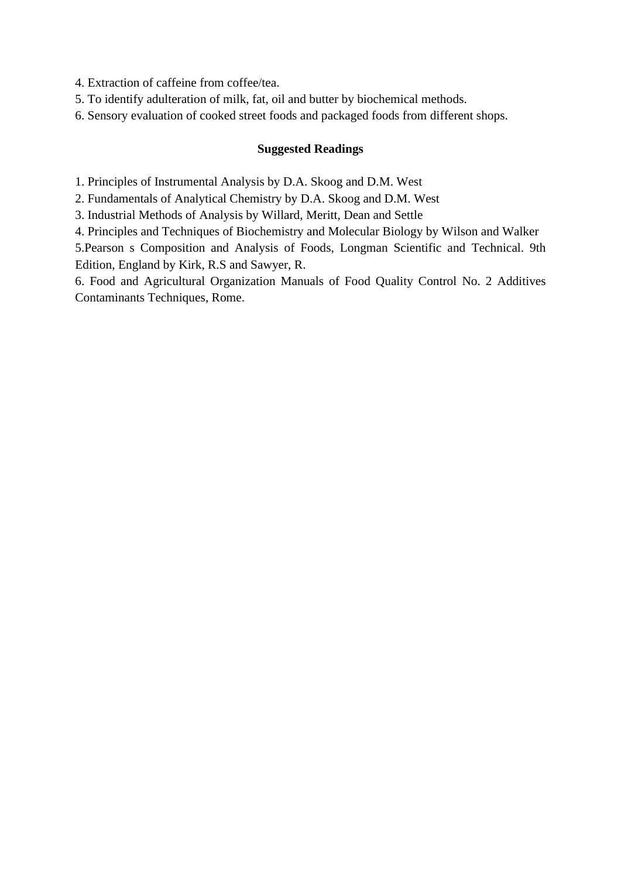4. Extraction of caffeine from coffee/tea.
5. To identify adulteration of milk, fat, oil and butter by biochemical methods.
6. Sensory evaluation of cooked street foods and packaged foods from different shops.

## Suggested Readings

1. Principles of Instrumental Analysis by D.A. Skoog and D.M. West
2. Fundamentals of Analytical Chemistry by D.A. Skoog and D.M. West
3. Industrial Methods of Analysis by Willard, Meritt, Dean and Settle
4. Principles and Techniques of Biochemistry and Molecular Biology by Wilson and Walker
5.Pearson s Composition and Analysis of Foods, Longman Scientific and Technical. 9th Edition, England by Kirk, R.S and Sawyer, R.
6. Food and Agricultural Organization Manuals of Food Quality Control No. 2 Additives Contaminants Techniques, Rome.